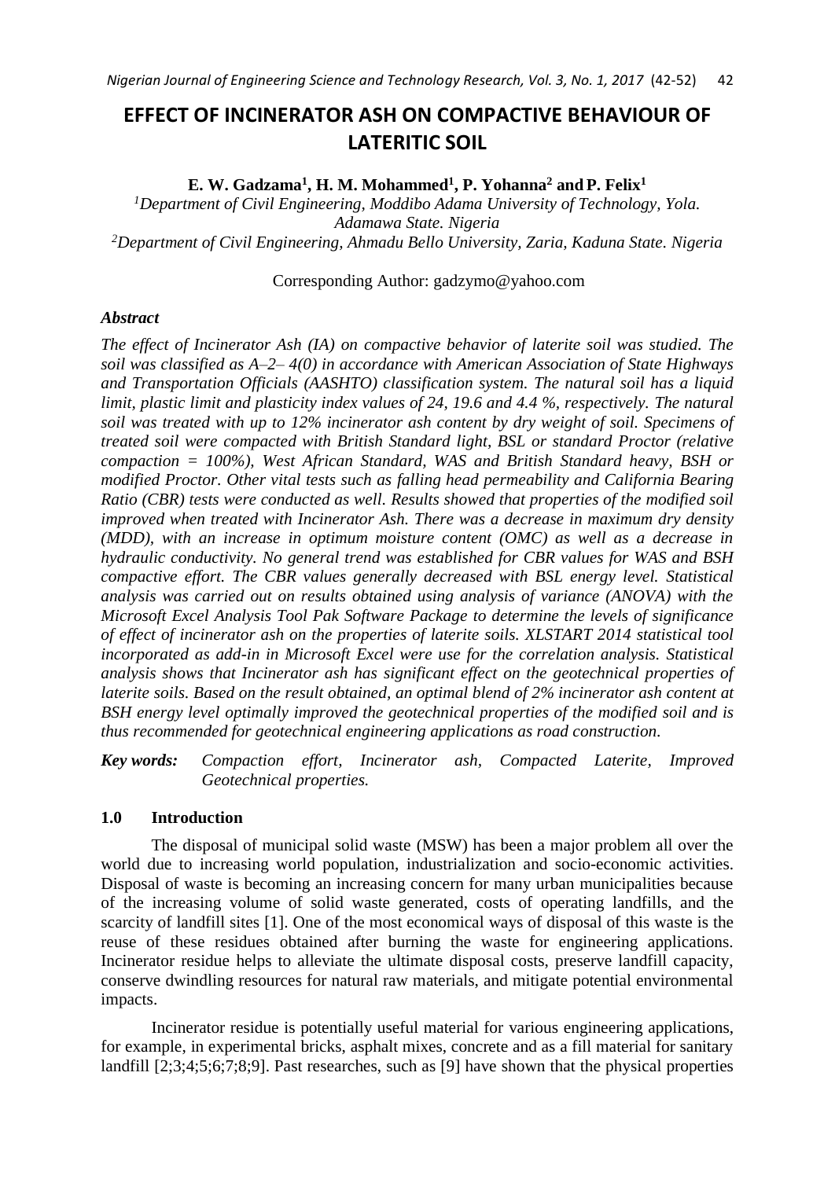# EFFECT OF INCINERATOR ASH ON COMPACTIVE BEHAVIOUR OF LATERITIC SOIL

**E. W. Gadzama[1], H. M. Mohammed[1], P. Yohanna[2] and P. Felix[1]**

*[1]Department of Civil Engineering, Moddibo Adama University of Technology, Yola. Adamawa State. Nigeria*

*[2]Department of Civil Engineering, Ahmadu Bello University, Zaria, Kaduna State. Nigeria*

Corresponding Author: gadzymo@yahoo.com

### *Abstract*

*The effect of Incinerator Ash (IA) on compactive behavior of laterite soil was studied. The soil was classified as A–2– 4(0) in accordance with American Association of State Highways and Transportation Officials (AASHTO) classification system. The natural soil has a liquid limit, plastic limit and plasticity index values of 24, 19.6 and 4.4 %, respectively. The natural soil was treated with up to 12% incinerator ash content by dry weight of soil. Specimens of treated soil were compacted with British Standard light, BSL or standard Proctor (relative compaction = 100%), West African Standard, WAS and British Standard heavy, BSH or modified Proctor. Other vital tests such as falling head permeability and California Bearing Ratio (CBR) tests were conducted as well. Results showed that properties of the modified soil improved when treated with Incinerator Ash. There was a decrease in maximum dry density (MDD), with an increase in optimum moisture content (OMC) as well as a decrease in hydraulic conductivity. No general trend was established for CBR values for WAS and BSH compactive effort. The CBR values generally decreased with BSL energy level. Statistical analysis was carried out on results obtained using analysis of variance (ANOVA) with the Microsoft Excel Analysis Tool Pak Software Package to determine the levels of significance of effect of incinerator ash on the properties of laterite soils. XLSTART 2014 statistical tool incorporated as add-in in Microsoft Excel were use for the correlation analysis. Statistical analysis shows that Incinerator ash has significant effect on the geotechnical properties of laterite soils. Based on the result obtained, an optimal blend of 2% incinerator ash content at BSH energy level optimally improved the geotechnical properties of the modified soil and is thus recommended for geotechnical engineering applications as road construction.*

***Key words:*** *Compaction effort, Incinerator ash, Compacted Laterite, Improved Geotechnical properties.*

## 1.0 Introduction

The disposal of municipal solid waste (MSW) has been a major problem all over the world due to increasing world population, industrialization and socio-economic activities. Disposal of waste is becoming an increasing concern for many urban municipalities because of the increasing volume of solid waste generated, costs of operating landfills, and the scarcity of landfill sites [1]. One of the most economical ways of disposal of this waste is the reuse of these residues obtained after burning the waste for engineering applications. Incinerator residue helps to alleviate the ultimate disposal costs, preserve landfill capacity, conserve dwindling resources for natural raw materials, and mitigate potential environmental impacts.

Incinerator residue is potentially useful material for various engineering applications, for example, in experimental bricks, asphalt mixes, concrete and as a fill material for sanitary landfill [2;3;4;5;6;7;8;9]. Past researches, such as [9] have shown that the physical properties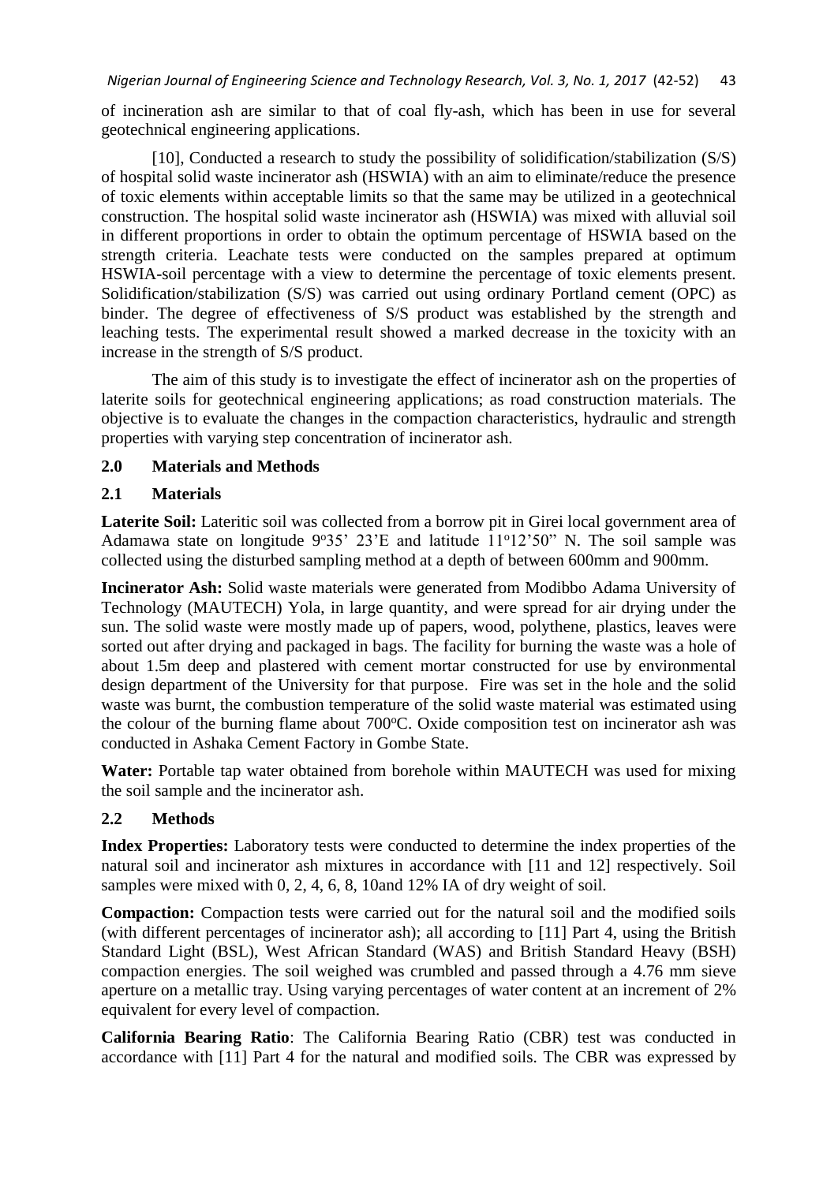of incineration ash are similar to that of coal fly-ash, which has been in use for several geotechnical engineering applications.

[10], Conducted a research to study the possibility of solidification/stabilization (S/S) of hospital solid waste incinerator ash (HSWIA) with an aim to eliminate/reduce the presence of toxic elements within acceptable limits so that the same may be utilized in a geotechnical construction. The hospital solid waste incinerator ash (HSWIA) was mixed with alluvial soil in different proportions in order to obtain the optimum percentage of HSWIA based on the strength criteria. Leachate tests were conducted on the samples prepared at optimum HSWIA-soil percentage with a view to determine the percentage of toxic elements present. Solidification/stabilization (S/S) was carried out using ordinary Portland cement (OPC) as binder. The degree of effectiveness of S/S product was established by the strength and leaching tests. The experimental result showed a marked decrease in the toxicity with an increase in the strength of S/S product.

The aim of this study is to investigate the effect of incinerator ash on the properties of laterite soils for geotechnical engineering applications; as road construction materials. The objective is to evaluate the changes in the compaction characteristics, hydraulic and strength properties with varying step concentration of incinerator ash.

## 2.0 Materials and Methods

### 2.1 Materials

**Laterite Soil:** Lateritic soil was collected from a borrow pit in Girei local government area of Adamawa state on longitude 9°35' 23'E and latitude 11°12'50" N. The soil sample was collected using the disturbed sampling method at a depth of between 600mm and 900mm.

**Incinerator Ash:** Solid waste materials were generated from Modibbo Adama University of Technology (MAUTECH) Yola, in large quantity, and were spread for air drying under the sun. The solid waste were mostly made up of papers, wood, polythene, plastics, leaves were sorted out after drying and packaged in bags. The facility for burning the waste was a hole of about 1.5m deep and plastered with cement mortar constructed for use by environmental design department of the University for that purpose. Fire was set in the hole and the solid waste was burnt, the combustion temperature of the solid waste material was estimated using the colour of the burning flame about 700°C. Oxide composition test on incinerator ash was conducted in Ashaka Cement Factory in Gombe State.

**Water:** Portable tap water obtained from borehole within MAUTECH was used for mixing the soil sample and the incinerator ash.

### 2.2 Methods

**Index Properties:** Laboratory tests were conducted to determine the index properties of the natural soil and incinerator ash mixtures in accordance with [11 and 12] respectively. Soil samples were mixed with 0, 2, 4, 6, 8, 10and 12% IA of dry weight of soil.

**Compaction:** Compaction tests were carried out for the natural soil and the modified soils (with different percentages of incinerator ash); all according to [11] Part 4, using the British Standard Light (BSL), West African Standard (WAS) and British Standard Heavy (BSH) compaction energies. The soil weighed was crumbled and passed through a 4.76 mm sieve aperture on a metallic tray. Using varying percentages of water content at an increment of 2% equivalent for every level of compaction.

**California Bearing Ratio**: The California Bearing Ratio (CBR) test was conducted in accordance with [11] Part 4 for the natural and modified soils. The CBR was expressed by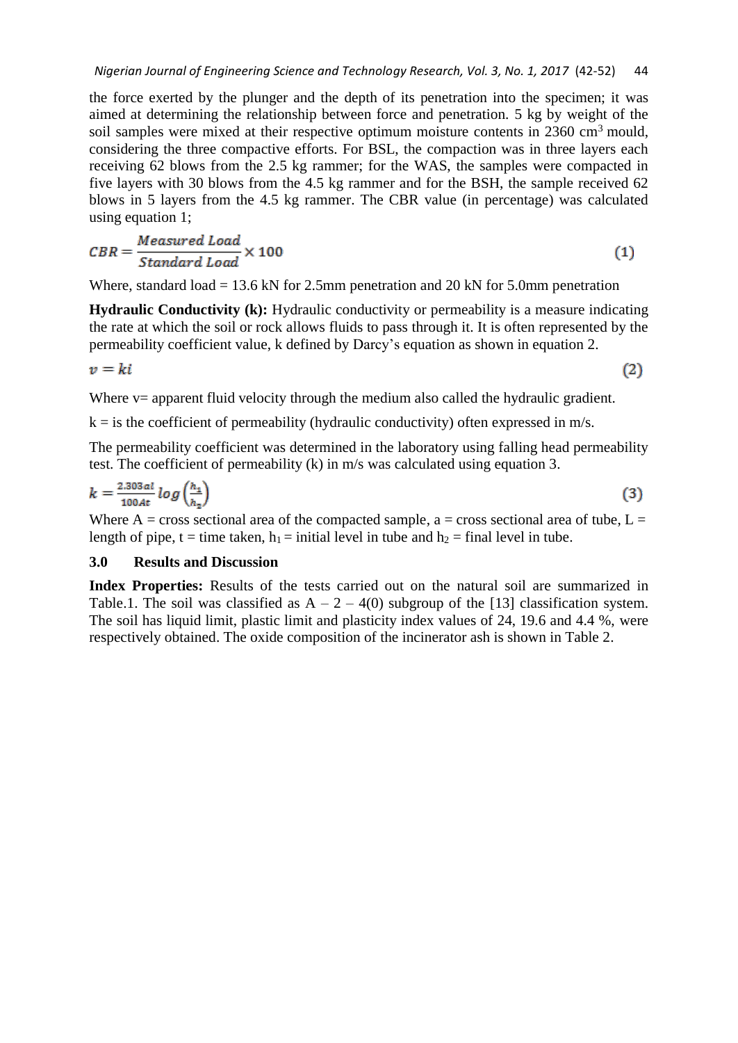the force exerted by the plunger and the depth of its penetration into the specimen; it was aimed at determining the relationship between force and penetration. 5 kg by weight of the soil samples were mixed at their respective optimum moisture contents in 2360 $cm^3$ mould, considering the three compactive efforts. For BSL, the compaction was in three layers each receiving 62 blows from the 2.5 kg rammer; for the WAS, the samples were compacted in five layers with 30 blows from the 4.5 kg rammer and for the BSH, the sample received 62 blows in 5 layers from the 4.5 kg rammer. The CBR value (in percentage) was calculated using equation 1;

$$CBR = \frac{Measured\ Load}{Standard\ Load} \times 100 \quad (1)$$

Where, standard load = 13.6 kN for 2.5mm penetration and 20 kN for 5.0mm penetration

**Hydraulic Conductivity (k):** Hydraulic conductivity or permeability is a measure indicating the rate at which the soil or rock allows fluids to pass through it. It is often represented by the permeability coefficient value, k defined by Darcy's equation as shown in equation 2.

$$v = ki \quad (2)$$

Where v= apparent fluid velocity through the medium also called the hydraulic gradient.

k = is the coefficient of permeability (hydraulic conductivity) often expressed in m/s.

The permeability coefficient was determined in the laboratory using falling head permeability test. The coefficient of permeability (k) in m/s was calculated using equation 3.

$$k = \frac{2.303al}{100At} log\left(\frac{h_1}{h_2}\right) \quad (3)$$

Where A = cross sectional area of the compacted sample, a = cross sectional area of tube, L = length of pipe, t = time taken, $h_1$ = initial level in tube and $h_2$ = final level in tube.

## 3.0 Results and Discussion

**Index Properties:** Results of the tests carried out on the natural soil are summarized in Table.1. The soil was classified as A – 2 – 4(0) subgroup of the [13] classification system. The soil has liquid limit, plastic limit and plasticity index values of 24, 19.6 and 4.4 %, were respectively obtained. The oxide composition of the incinerator ash is shown in Table 2.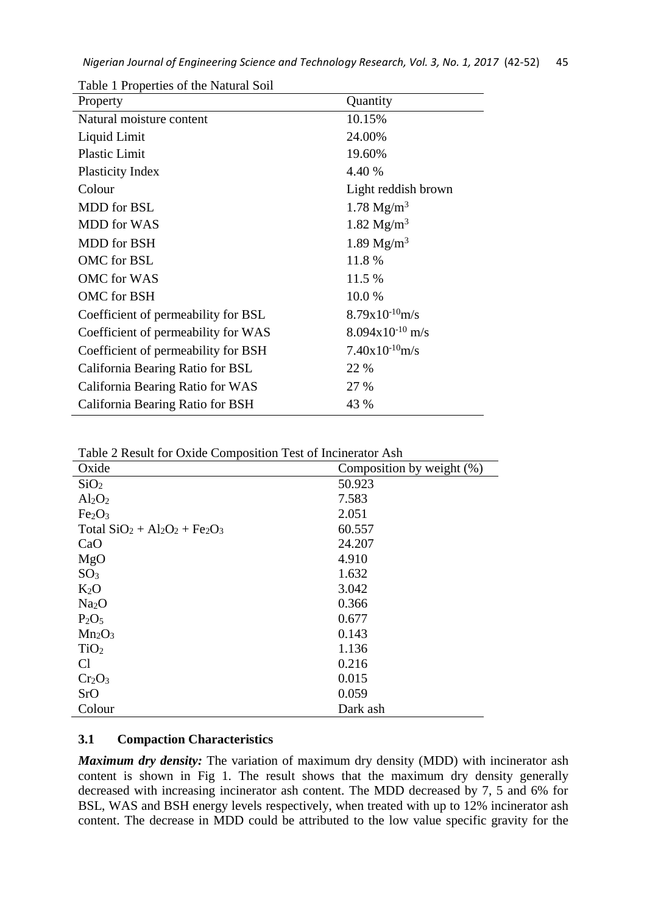Table 1 Properties of the Natural Soil

| Property | Quantity |
|---|---|
| Natural moisture content | 10.15% |
| Liquid Limit | 24.00% |
| Plastic Limit | 19.60% |
| Plasticity Index | 4.40 % |
| Colour | Light reddish brown |
| MDD for BSL | 1.78 $Mg/m^3$ |
| MDD for WAS | 1.82 $Mg/m^3$ |
| MDD for BSH | 1.89 $Mg/m^3$ |
| OMC for BSL | 11.8 % |
| OMC for WAS | 11.5 % |
| OMC for BSH | 10.0 % |
| Coefficient of permeability for BSL | $8.79 \times 10^{-10}$m/s |
| Coefficient of permeability for WAS | $8.094 \times 10^{-10}$ m/s |
| Coefficient of permeability for BSH | $7.40 \times 10^{-10}$m/s |
| California Bearing Ratio for BSL | 22 % |
| California Bearing Ratio for WAS | 27 % |
| California Bearing Ratio for BSH | 43 % |

Table 2 Result for Oxide Composition Test of Incinerator Ash

| Oxide | Composition by weight (%) |
|---|---|
| $SiO_2$ | 50.923 |
| $Al_2O_2$ | 7.583 |
| $Fe_2O_3$ | 2.051 |
| Total $SiO_2 + Al_2O_2 + Fe_2O_3$ | 60.557 |
| CaO | 24.207 |
| MgO | 4.910 |
| $SO_3$ | 1.632 |
| $K_2O$ | 3.042 |
| $Na_2O$ | 0.366 |
| $P_2O_5$ | 0.677 |
| $Mn_2O_3$ | 0.143 |
| $TiO_2$ | 1.136 |
| Cl | 0.216 |
| $Cr_2O_3$ | 0.015 |
| SrO | 0.059 |
| Colour | Dark ash |

### 3.1 Compaction Characteristics

***Maximum dry density:*** The variation of maximum dry density (MDD) with incinerator ash content is shown in Fig 1. The result shows that the maximum dry density generally decreased with increasing incinerator ash content. The MDD decreased by 7, 5 and 6% for BSL, WAS and BSH energy levels respectively, when treated with up to 12% incinerator ash content. The decrease in MDD could be attributed to the low value specific gravity for the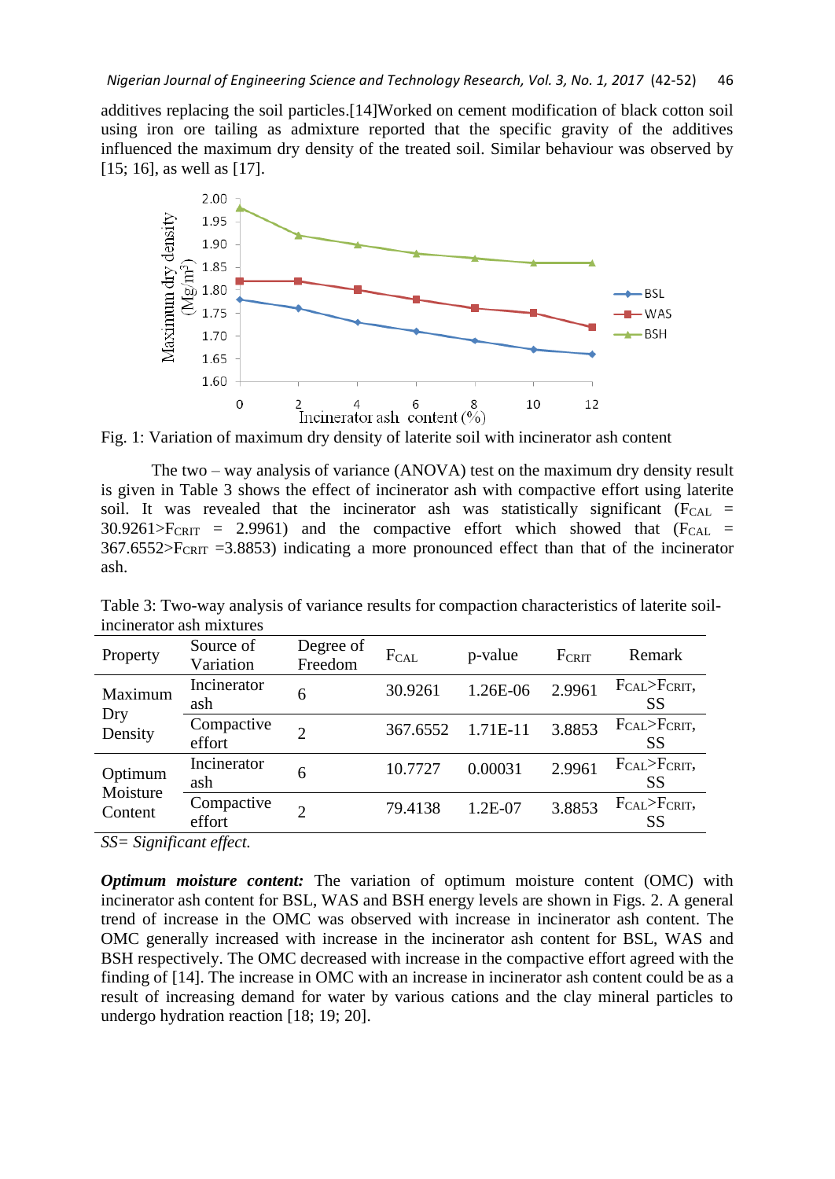additives replacing the soil particles.[14]Worked on cement modification of black cotton soil using iron ore tailing as admixture reported that the specific gravity of the additives influenced the maximum dry density of the treated soil. Similar behaviour was observed by [15; 16], as well as [17].

Fig. 1: Variation of maximum dry density of laterite soil with incinerator ash content

The two – way analysis of variance (ANOVA) test on the maximum dry density result is given in Table 3 shows the effect of incinerator ash with compactive effort using laterite soil. It was revealed that the incinerator ash was statistically significant ($F_{CAL}$ = 30.9261>$F_{CRIT}$ = 2.9961) and the compactive effort which showed that ($F_{CAL}$ = 367.6552>$F_{CRIT}$ =3.8853) indicating a more pronounced effect than that of the incinerator ash.

Table 3: Two-way analysis of variance results for compaction characteristics of laterite soil-incinerator ash mixtures

| Property | Source of Variation | Degree of Freedom | $F_{CAL}$ | p-value | $F_{CRIT}$ | Remark |
|---|---|---|---|---|---|---|
| Maximum Dry Density | Incinerator ash | 6 | 30.9261 | 1.26E-06 | 2.9961 | $F_{CAL}$>$F_{CRIT}$, SS |
| | Compactive effort | 2 | 367.6552 | 1.71E-11 | 3.8853 | $F_{CAL}$>$F_{CRIT}$, SS |
| Optimum Moisture Content | Incinerator ash | 6 | 10.7727 | 0.00031 | 2.9961 | $F_{CAL}$>$F_{CRIT}$, SS |
| | Compactive effort | 2 | 79.4138 | 1.2E-07 | 3.8853 | $F_{CAL}$>$F_{CRIT}$, SS |

*SS= Significant effect.*

***Optimum moisture content:*** The variation of optimum moisture content (OMC) with incinerator ash content for BSL, WAS and BSH energy levels are shown in Figs. 2. A general trend of increase in the OMC was observed with increase in incinerator ash content. The OMC generally increased with increase in the incinerator ash content for BSL, WAS and BSH respectively. The OMC decreased with increase in the compactive effort agreed with the finding of [14]. The increase in OMC with an increase in incinerator ash content could be as a result of increasing demand for water by various cations and the clay mineral particles to undergo hydration reaction [18; 19; 20].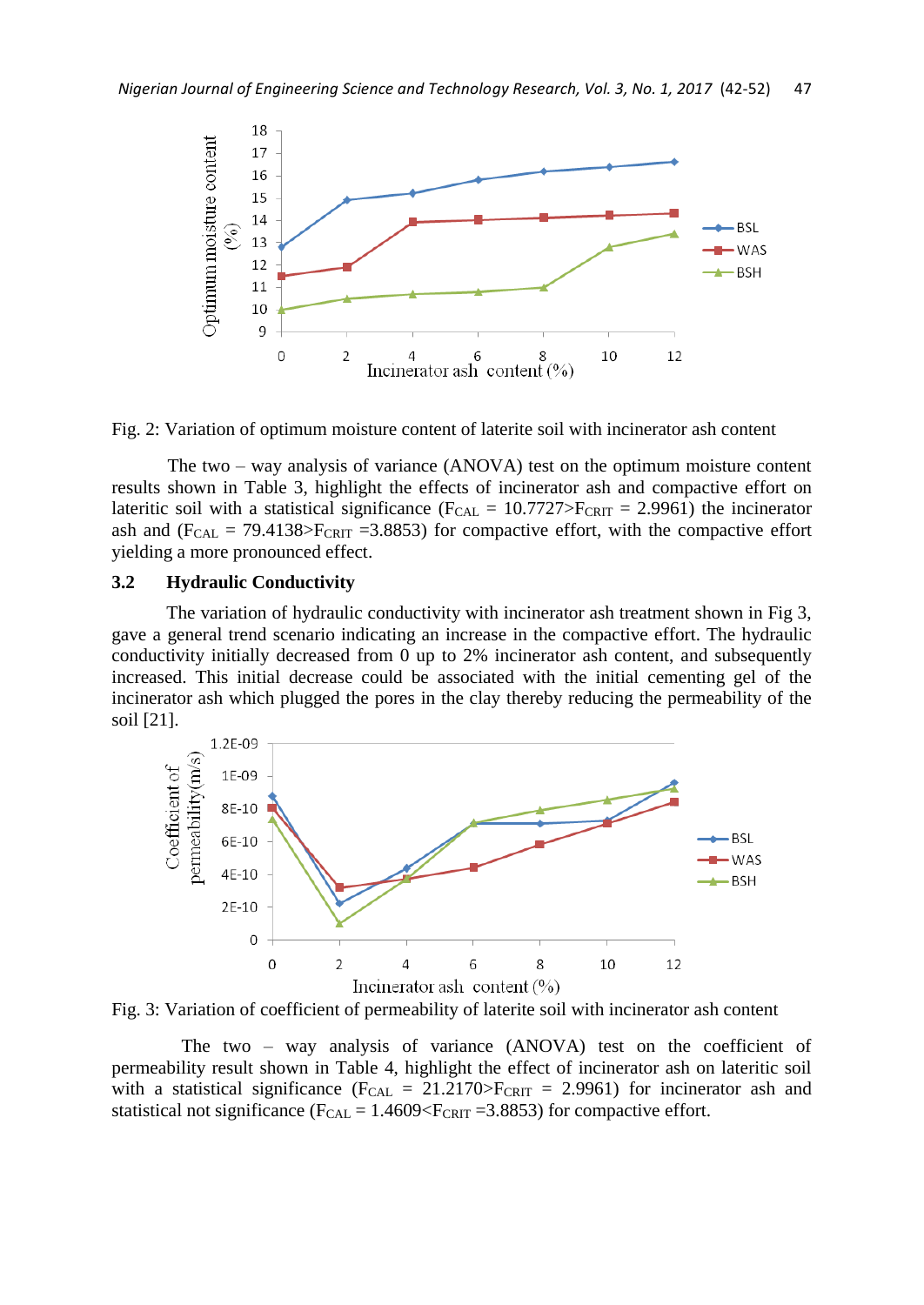Fig. 2: Variation of optimum moisture content of laterite soil with incinerator ash content

The two – way analysis of variance (ANOVA) test on the optimum moisture content results shown in Table 3, highlight the effects of incinerator ash and compactive effort on lateritic soil with a statistical significance ($F_{CAL}$ = 10.7727>$F_{CRIT}$ = 2.9961) the incinerator ash and ($F_{CAL}$ = 79.4138>$F_{CRIT}$ =3.8853) for compactive effort, with the compactive effort yielding a more pronounced effect.

### 3.2 Hydraulic Conductivity

The variation of hydraulic conductivity with incinerator ash treatment shown in Fig 3, gave a general trend scenario indicating an increase in the compactive effort. The hydraulic conductivity initially decreased from 0 up to 2% incinerator ash content, and subsequently increased. This initial decrease could be associated with the initial cementing gel of the incinerator ash which plugged the pores in the clay thereby reducing the permeability of the soil [21].

Fig. 3: Variation of coefficient of permeability of laterite soil with incinerator ash content

The two – way analysis of variance (ANOVA) test on the coefficient of permeability result shown in Table 4, highlight the effect of incinerator ash on lateritic soil with a statistical significance ($F_{CAL}$ = 21.2170>$F_{CRIT}$ = 2.9961) for incinerator ash and statistical not significance ($F_{CAL}$ = 1.4609<$F_{CRIT}$ =3.8853) for compactive effort.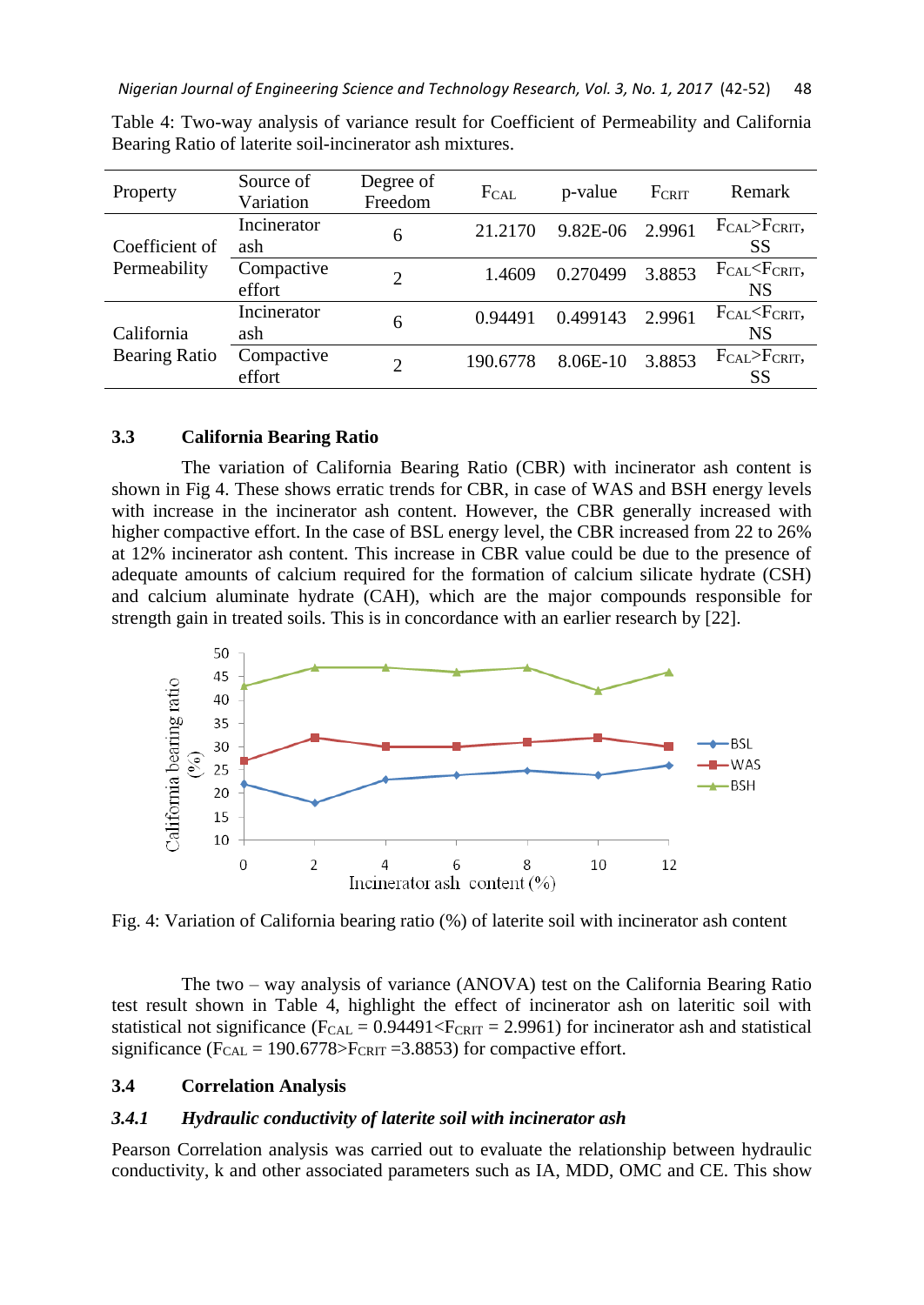Table 4: Two-way analysis of variance result for Coefficient of Permeability and California Bearing Ratio of laterite soil-incinerator ash mixtures.

| Property | Source of Variation | Degree of Freedom | $F_{CAL}$ | p-value | $F_{CRIT}$ | Remark |
|---|---|---|---|---|---|---|
| Coefficient of Permeability | Incinerator ash | 6 | 21.2170 | 9.82E-06 | 2.9961 | $F_{CAL}>F_{CRIT}$, SS |
| | Compactive effort | 2 | 1.4609 | 0.270499 | 3.8853 | $F_{CAL}<F_{CRIT}$, NS |
| California Bearing Ratio | Incinerator ash | 6 | 0.94491 | 0.499143 | 2.9961 | $F_{CAL}<F_{CRIT}$, NS |
| | Compactive effort | 2 | 190.6778 | 8.06E-10 | 3.8853 | $F_{CAL}>F_{CRIT}$, SS |

### 3.3 California Bearing Ratio

The variation of California Bearing Ratio (CBR) with incinerator ash content is shown in Fig 4. These shows erratic trends for CBR, in case of WAS and BSH energy levels with increase in the incinerator ash content. However, the CBR generally increased with higher compactive effort. In the case of BSL energy level, the CBR increased from 22 to 26% at 12% incinerator ash content. This increase in CBR value could be due to the presence of adequate amounts of calcium required for the formation of calcium silicate hydrate (CSH) and calcium aluminate hydrate (CAH), which are the major compounds responsible for strength gain in treated soils. This is in concordance with an earlier research by [22].

Fig. 4: Variation of California bearing ratio (%) of laterite soil with incinerator ash content

The two – way analysis of variance (ANOVA) test on the California Bearing Ratio test result shown in Table 4, highlight the effect of incinerator ash on lateritic soil with statistical not significance ($F_{CAL}$ = 0.94491<$F_{CRIT}$ = 2.9961) for incinerator ash and statistical significance ($F_{CAL}$ = 190.6778>$F_{CRIT}$ =3.8853) for compactive effort.

### 3.4 Correlation Analysis

#### *3.4.1 Hydraulic conductivity of laterite soil with incinerator ash*

Pearson Correlation analysis was carried out to evaluate the relationship between hydraulic conductivity, k and other associated parameters such as IA, MDD, OMC and CE. This show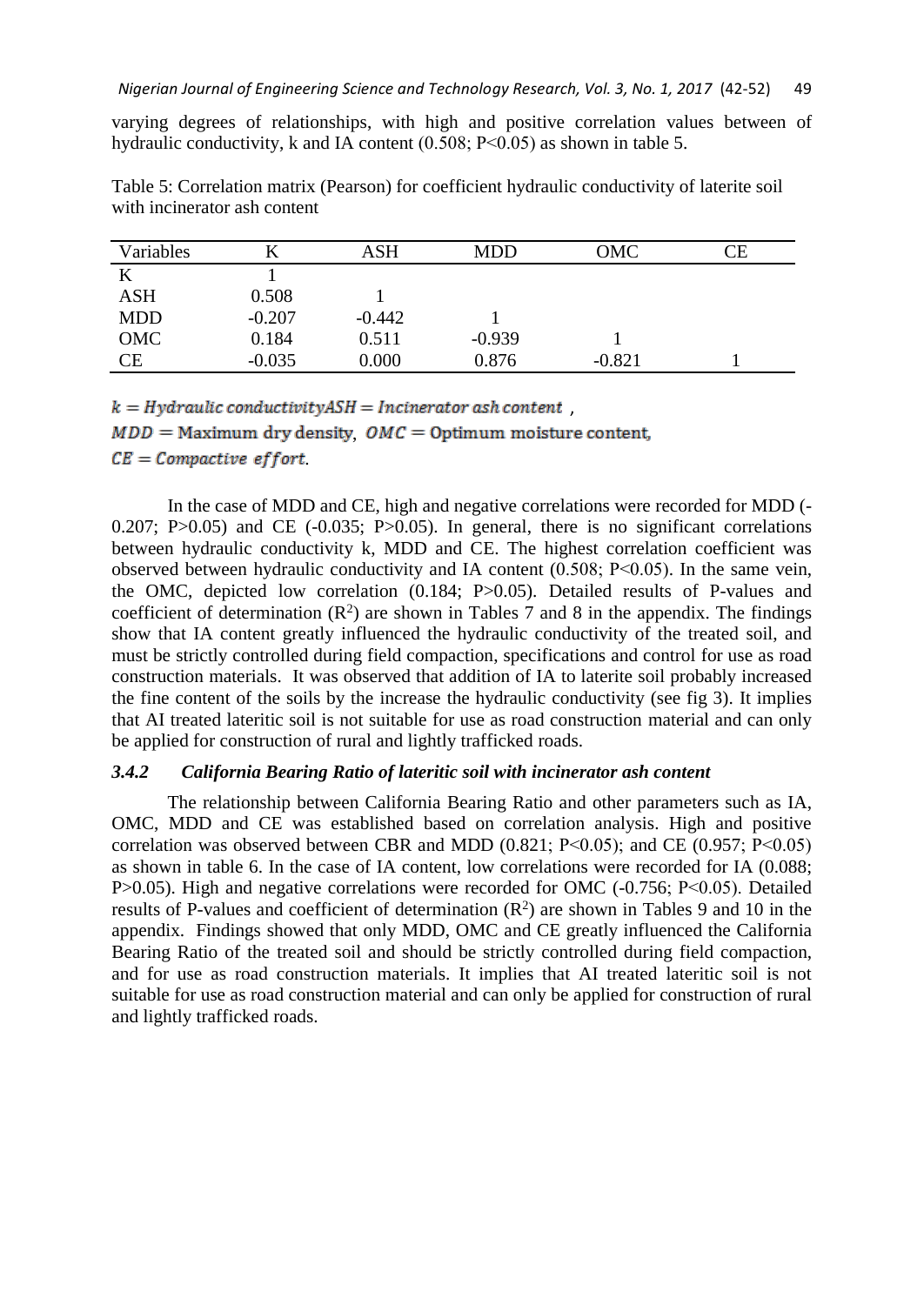varying degrees of relationships, with high and positive correlation values between of hydraulic conductivity, k and IA content (0.508; P<0.05) as shown in table 5.

Table 5: Correlation matrix (Pearson) for coefficient hydraulic conductivity of laterite soil with incinerator ash content

| Variables | K | ASH | MDD | OMC | CE |
|---|---|---|---|---|---|
| K | 1 | | | | |
| ASH | 0.508 | 1 | | | |
| MDD | -0.207 | -0.442 | 1 | | |
| OMC | 0.184 | 0.511 | -0.939 | 1 | |
| CE | -0.035 | 0.000 | 0.876 | -0.821 | 1 |

$k = Hydraulic\ conductivity ASH = Incinerator\ ash\ content$ ,
$MDD =$ Maximum dry density, $OMC =$ Optimum moisture content,
$CE = Compactive\ effort$.

In the case of MDD and CE, high and negative correlations were recorded for MDD (-0.207; P>0.05) and CE (-0.035; P>0.05). In general, there is no significant correlations between hydraulic conductivity k, MDD and CE. The highest correlation coefficient was observed between hydraulic conductivity and IA content (0.508; P<0.05). In the same vein, the OMC, depicted low correlation (0.184; P>0.05). Detailed results of P-values and coefficient of determination ($R^2$) are shown in Tables 7 and 8 in the appendix. The findings show that IA content greatly influenced the hydraulic conductivity of the treated soil, and must be strictly controlled during field compaction, specifications and control for use as road construction materials. It was observed that addition of IA to laterite soil probably increased the fine content of the soils by the increase the hydraulic conductivity (see fig 3). It implies that AI treated lateritic soil is not suitable for use as road construction material and can only be applied for construction of rural and lightly trafficked roads.

### *3.4.2 California Bearing Ratio of lateritic soil with incinerator ash content*

The relationship between California Bearing Ratio and other parameters such as IA, OMC, MDD and CE was established based on correlation analysis. High and positive correlation was observed between CBR and MDD (0.821; P<0.05); and CE (0.957; P<0.05) as shown in table 6. In the case of IA content, low correlations were recorded for IA (0.088; P>0.05). High and negative correlations were recorded for OMC (-0.756; P<0.05). Detailed results of P-values and coefficient of determination ($R^2$) are shown in Tables 9 and 10 in the appendix. Findings showed that only MDD, OMC and CE greatly influenced the California Bearing Ratio of the treated soil and should be strictly controlled during field compaction, and for use as road construction materials. It implies that AI treated lateritic soil is not suitable for use as road construction material and can only be applied for construction of rural and lightly trafficked roads.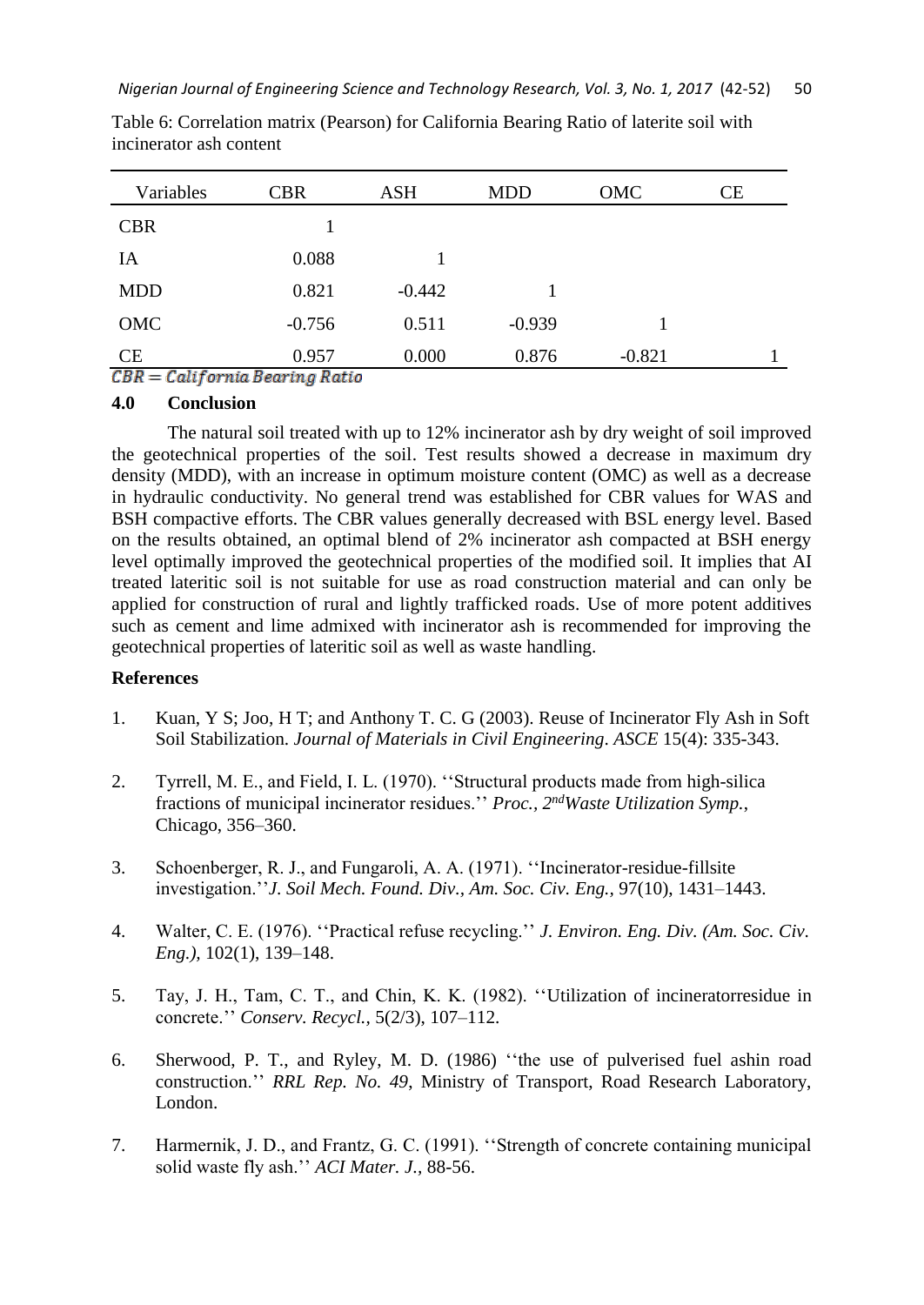Table 6: Correlation matrix (Pearson) for California Bearing Ratio of laterite soil with incinerator ash content

| Variables | CBR | ASH | MDD | OMC | CE |
|---|---|---|---|---|---|
| CBR | 1 | | | | |
| IA | 0.088 | 1 | | | |
| MDD | 0.821 | -0.442 | 1 | | |
| OMC | -0.756 | 0.511 | -0.939 | 1 | |
| CE | 0.957 | 0.000 | 0.876 | -0.821 | 1 |

$CBR = California\ Bearing\ Ratio$

## 4.0 Conclusion

The natural soil treated with up to 12% incinerator ash by dry weight of soil improved the geotechnical properties of the soil. Test results showed a decrease in maximum dry density (MDD), with an increase in optimum moisture content (OMC) as well as a decrease in hydraulic conductivity. No general trend was established for CBR values for WAS and BSH compactive efforts. The CBR values generally decreased with BSL energy level. Based on the results obtained, an optimal blend of 2% incinerator ash compacted at BSH energy level optimally improved the geotechnical properties of the modified soil. It implies that AI treated lateritic soil is not suitable for use as road construction material and can only be applied for construction of rural and lightly trafficked roads. Use of more potent additives such as cement and lime admixed with incinerator ash is recommended for improving the geotechnical properties of lateritic soil as well as waste handling.

## References

1. Kuan, Y S; Joo, H T; and Anthony T. C. G (2003). Reuse of Incinerator Fly Ash in Soft Soil Stabilization. *Journal of Materials in Civil Engineering. ASCE* 15(4): 335-343.

2. Tyrrell, M. E., and Field, I. L. (1970). ''Structural products made from high-silica fractions of municipal incinerator residues.'' *Proc., 2nd Waste Utilization Symp.*, Chicago, 356–360.

3. Schoenberger, R. J., and Fungaroli, A. A. (1971). ''Incinerator-residue-fillsite investigation.''*J. Soil Mech. Found. Div., Am. Soc. Civ. Eng.,* 97(10), 1431–1443.

4. Walter, C. E. (1976). ''Practical refuse recycling.'' *J. Environ. Eng. Div. (Am. Soc. Civ. Eng.),* 102(1), 139–148.

5. Tay, J. H., Tam, C. T., and Chin, K. K. (1982). ''Utilization of incineratorresidue in concrete.'' *Conserv. Recycl.,* 5(2/3), 107–112.

6. Sherwood, P. T., and Ryley, M. D. (1986) ''the use of pulverised fuel ashin road construction.'' *RRL Rep. No. 49*, Ministry of Transport, Road Research Laboratory, London.

7. Harmernik, J. D., and Frantz, G. C. (1991). ''Strength of concrete containing municipal solid waste fly ash.'' *ACI Mater. J.,* 88-56.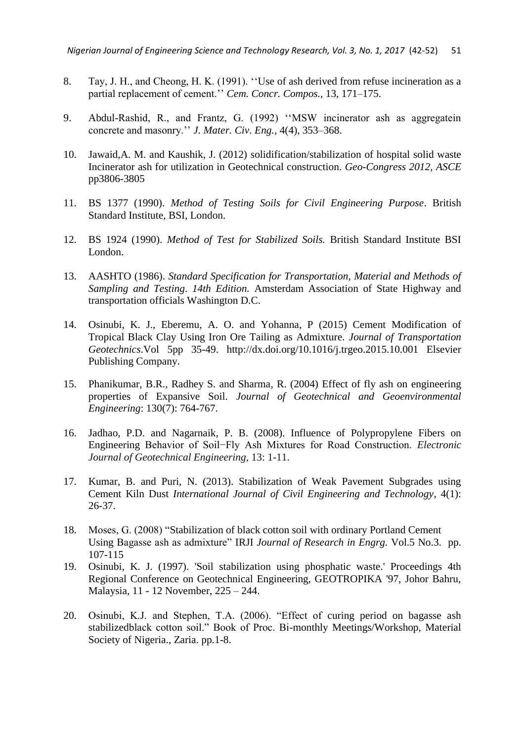8. Tay, J. H., and Cheong, H. K. (1991). ''Use of ash derived from refuse incineration as a partial replacement of cement.'' *Cem. Concr. Compos.*, 13, 171–175.

9. Abdul-Rashid, R., and Frantz, G. (1992) ''MSW incinerator ash as aggregatein concrete and masonry.'' *J. Mater. Civ. Eng.*, 4(4), 353–368.

10. Jawaid,A. M. and Kaushik, J. (2012) solidification/stabilization of hospital solid waste Incinerator ash for utilization in Geotechnical construction. *Geo-Congress 2012, ASCE* pp3806-3805

11. BS 1377 (1990). *Method of Testing Soils for Civil Engineering Purpose*. British Standard Institute, BSI, London.

12. BS 1924 (1990). *Method of Test for Stabilized Soils.* British Standard Institute BSI London.

13. AASHTO (1986). *Standard Specification for Transportation, Material and Methods of Sampling and Testing*. *14th Edition.* Amsterdam Association of State Highway and transportation officials Washington D.C.

14. Osinubi, K. J., Eberemu, A. O. and Yohanna, P (2015) Cement Modification of Tropical Black Clay Using Iron Ore Tailing as Admixture. *Journal of Transportation Geotechnics*.Vol 5pp 35-49. http://dx.doi.org/10.1016/j.trgeo.2015.10.001 Elsevier Publishing Company.

15. Phanikumar, B.R., Radhey S. and Sharma, R. (2004) Effect of fly ash on engineering properties of Expansive Soil. *Journal of Geotechnical and Geoenvironmental Engineering*: 130(7): 764-767.

16. Jadhao, P.D. and Nagarnaik, P. B. (2008). Influence of Polypropylene Fibers on Engineering Behavior of Soil−Fly Ash Mixtures for Road Construction. *Electronic Journal of Geotechnical Engineering*, 13: 1-11.

17. Kumar, B. and Puri, N. (2013). Stabilization of Weak Pavement Subgrades using Cement Kiln Dust *International Journal of Civil Engineering and Technology*, 4(1): 26-37.

18. Moses, G. (2008) "Stabilization of black cotton soil with ordinary Portland Cement Using Bagasse ash as admixture" IRJI *Journal of Research in Engrg.* Vol.5 No.3. pp. 107-115

19. Osinubi, K. J. (1997). 'Soil stabilization using phosphatic waste.' Proceedings 4th Regional Conference on Geotechnical Engineering, GEOTROPIKA '97, Johor Bahru, Malaysia, 11 - 12 November, 225 – 244.

20. Osinubi, K.J. and Stephen, T.A. (2006). "Effect of curing period on bagasse ash stabilizedblack cotton soil." Book of Proc. Bi-monthly Meetings/Workshop, Material Society of Nigeria., Zaria. pp.1-8.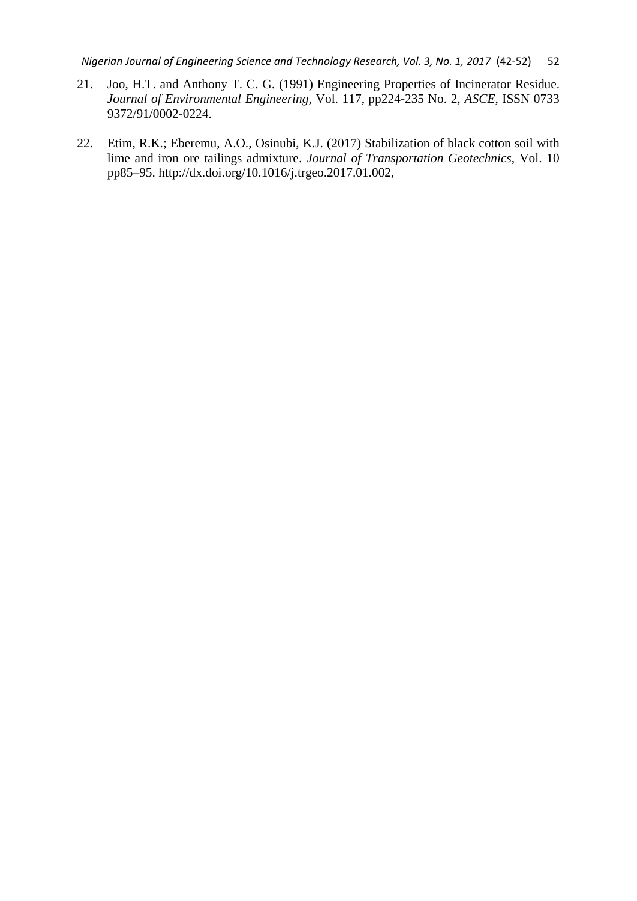21. Joo, H.T. and Anthony T. C. G. (1991) Engineering Properties of Incinerator Residue. *Journal of Environmental Engineering*, Vol. 117, pp224-235 No. 2, *ASCE*, ISSN 0733 9372/91/0002-0224.

22. Etim, R.K.; Eberemu, A.O., Osinubi, K.J. (2017) Stabilization of black cotton soil with lime and iron ore tailings admixture. *Journal of Transportation Geotechnics*, Vol. 10 pp85–95. http://dx.doi.org/10.1016/j.trgeo.2017.01.002,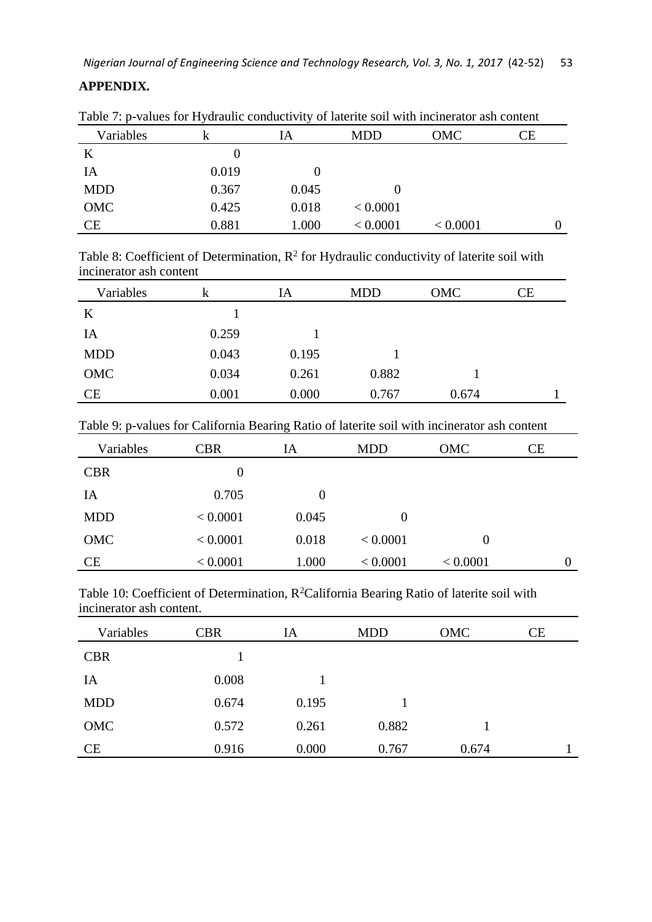**APPENDIX.**

Table 7: p-values for Hydraulic conductivity of laterite soil with incinerator ash content

| Variables | k | IA | MDD | OMC | CE |
|---|---|---|---|---|---|
| K | 0 | | | | |
| IA | 0.019 | 0 | | | |
| MDD | 0.367 | 0.045 | 0 | | |
| OMC | 0.425 | 0.018 | < 0.0001 | | |
| CE | 0.881 | 1.000 | < 0.0001 | < 0.0001 | 0 |

Table 8: Coefficient of Determination, $R^2$ for Hydraulic conductivity of laterite soil with incinerator ash content

| Variables | k | IA | MDD | OMC | CE |
|---|---|---|---|---|---|
| K | 1 | | | | |
| IA | 0.259 | 1 | | | |
| MDD | 0.043 | 0.195 | 1 | | |
| OMC | 0.034 | 0.261 | 0.882 | 1 | |
| CE | 0.001 | 0.000 | 0.767 | 0.674 | 1 |

Table 9: p-values for California Bearing Ratio of laterite soil with incinerator ash content

| Variables | CBR | IA | MDD | OMC | CE |
|---|---|---|---|---|---|
| CBR | 0 | | | | |
| IA | 0.705 | 0 | | | |
| MDD | < 0.0001 | 0.045 | 0 | | |
| OMC | < 0.0001 | 0.018 | < 0.0001 | 0 | |
| CE | < 0.0001 | 1.000 | < 0.0001 | < 0.0001 | 0 |

Table 10: Coefficient of Determination, $R^2$California Bearing Ratio of laterite soil with incinerator ash content.

| Variables | CBR | IA | MDD | OMC | CE |
|---|---|---|---|---|---|
| CBR | 1 | | | | |
| IA | 0.008 | 1 | | | |
| MDD | 0.674 | 0.195 | 1 | | |
| OMC | 0.572 | 0.261 | 0.882 | 1 | |
| CE | 0.916 | 0.000 | 0.767 | 0.674 | 1 |